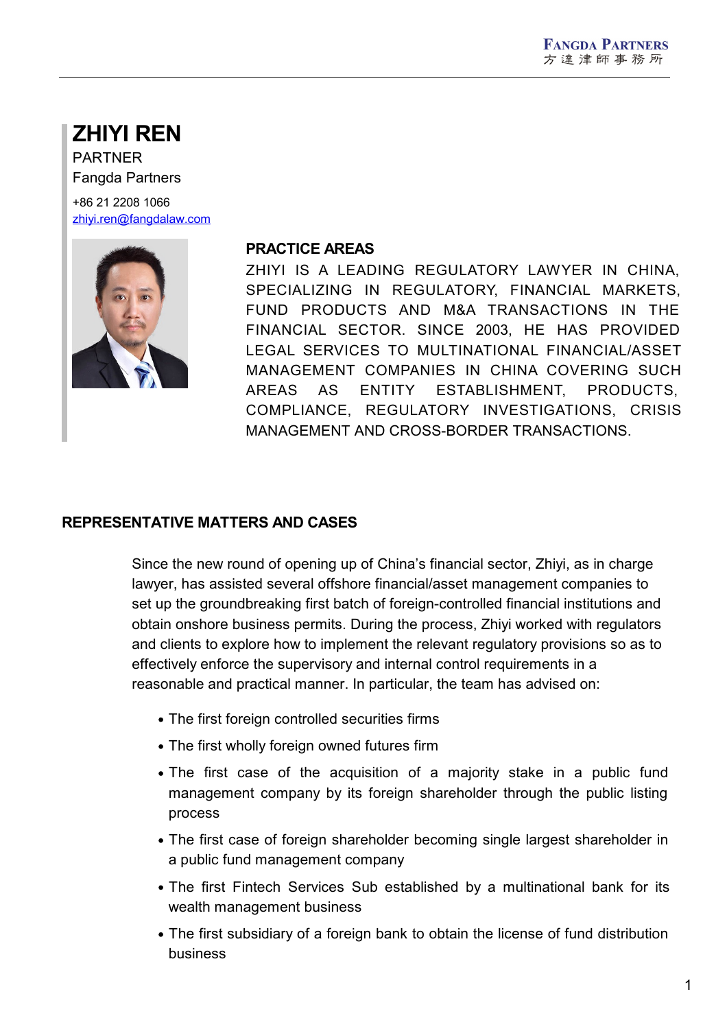# ZHIYI REN

PARTNER

Fangda Partners

+86 21 2208 1066

zhiyi.ren@fangdalaw.com

## PRACTICE AREAS

ZHIYI IS A LEADING REGULATORY LAWYER IN CHINA, SPECIALIZING IN REGULATORY, FINANCIAL MARKETS, FUND PRODUCTS AND M&A TRANSACTIONS IN THE FINANCIAL SECTOR. SINCE 2003, HE HAS PROVIDED LEGAL SERVICES TO MULTINATIONAL FINANCIAL/ASSET MANAGEMENT COMPANIES IN CHINA COVERING SUCH AREAS AS ENTITY ESTABLISHMENT, PRODUCTS, COMPLIANCE, REGULATORY INVESTIGATIONS, CRISIS MANAGEMENT AND CROSS-BORDER TRANSACTIONS.

## REPRESENTATIVE MATTERS AND CASES

Since the new round of opening up of China's financial sector, Zhiyi, as in charge lawyer, has assisted several offshore financial/asset management companies to set up the groundbreaking first batch of foreign-controlled financial institutions and obtain onshore business permits. During the process, Zhiyi worked with regulators and clients to explore how to implement the relevant regulatory provisions so as to effectively enforce the supervisory and internal control requirements in a reasonable and practical manner. In particular, the team has advised on:

- The first foreign controlled securities firms
- The first wholly foreign owned futures firm
- The first case of the acquisition of a majority stake in a public fund management company by its foreign shareholder through the public listing process
- The first case of foreign shareholder becoming single largest shareholder in a public fund management company
- The first Fintech Services Sub established by a multinational bank for its wealth management business
- The first subsidiary of a foreign bank to obtain the license of fund distribution business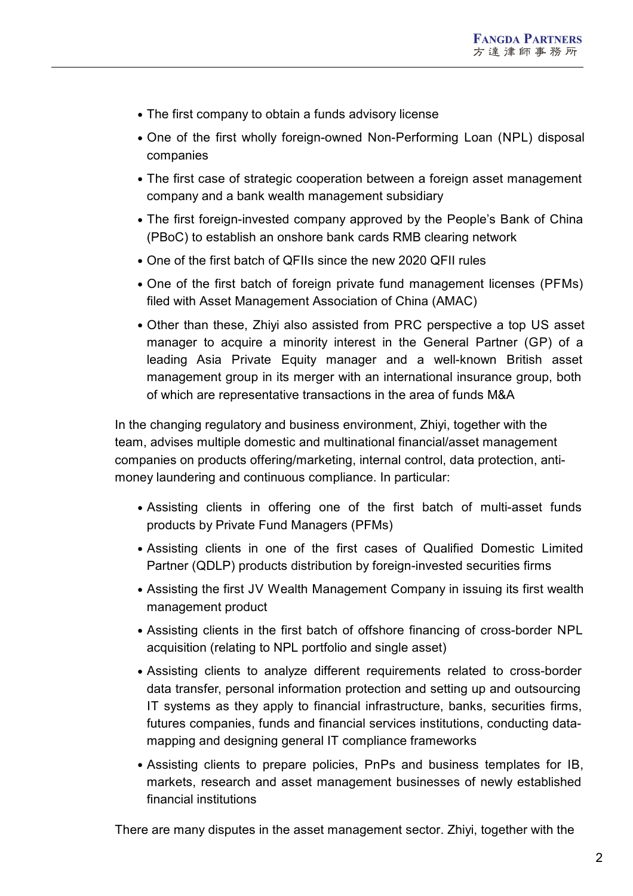- The first company to obtain a funds advisory license
- One of the first wholly foreign-owned Non-Performing Loan (NPL) disposal companies
- The first case of strategic cooperation between a foreign asset management company and a bank wealth management subsidiary
- The first foreign-invested company approved by the People's Bank of China (PBoC) to establish an onshore bank cards RMB clearing network
- One of the first batch of QFIIs since the new 2020 QFII rules
- One of the first batch of foreign private fund management licenses (PFMs) filed with Asset Management Association of China (AMAC)
- Other than these, Zhiyi also assisted from PRC perspective a top US asset manager to acquire a minority interest in the General Partner (GP) of a leading Asia Private Equity manager and a well-known British asset management group in its merger with an international insurance group, both of which are representative transactions in the area of funds M&A

In the changing regulatory and business environment, Zhiyi, together with the team, advises multiple domestic and multinational financial/asset management companies on products offering/marketing, internal control, data protection, anti-money laundering and continuous compliance. In particular:

- Assisting clients in offering one of the first batch of multi-asset funds products by Private Fund Managers (PFMs)
- Assisting clients in one of the first cases of Qualified Domestic Limited Partner (QDLP) products distribution by foreign-invested securities firms
- Assisting the first JV Wealth Management Company in issuing its first wealth management product
- Assisting clients in the first batch of offshore financing of cross-border NPL acquisition (relating to NPL portfolio and single asset)
- Assisting clients to analyze different requirements related to cross-border data transfer, personal information protection and setting up and outsourcing IT systems as they apply to financial infrastructure, banks, securities firms, futures companies, funds and financial services institutions, conducting data-mapping and designing general IT compliance frameworks
- Assisting clients to prepare policies, PnPs and business templates for IB, markets, research and asset management businesses of newly established financial institutions

There are many disputes in the asset management sector. Zhiyi, together with the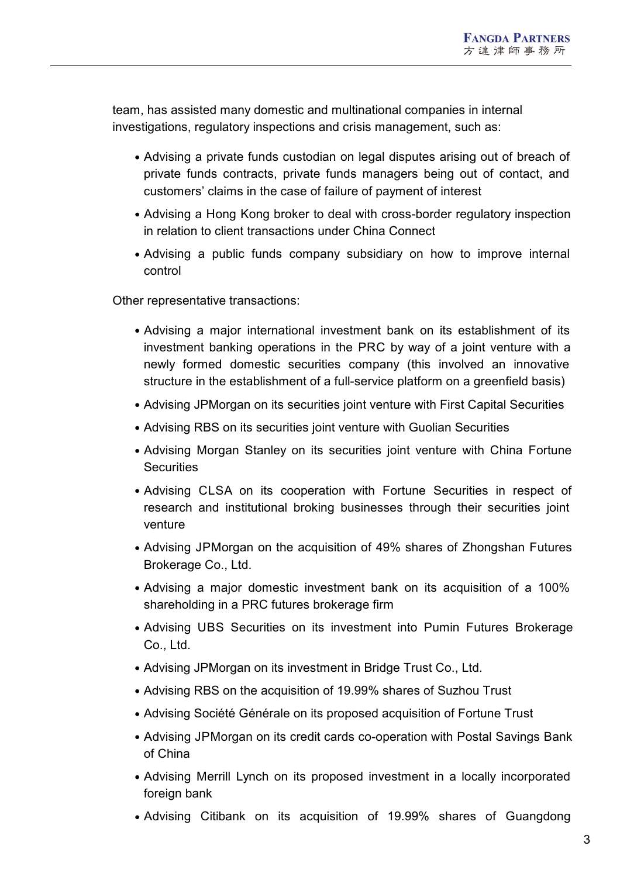team, has assisted many domestic and multinational companies in internal investigations, regulatory inspections and crisis management, such as:

- Advising a private funds custodian on legal disputes arising out of breach of private funds contracts, private funds managers being out of contact, and customers' claims in the case of failure of payment of interest
- Advising a Hong Kong broker to deal with cross-border regulatory inspection in relation to client transactions under China Connect
- Advising a public funds company subsidiary on how to improve internal control

Other representative transactions:

- Advising a major international investment bank on its establishment of its investment banking operations in the PRC by way of a joint venture with a newly formed domestic securities company (this involved an innovative structure in the establishment of a full-service platform on a greenfield basis)
- Advising JPMorgan on its securities joint venture with First Capital Securities
- Advising RBS on its securities joint venture with Guolian Securities
- Advising Morgan Stanley on its securities joint venture with China Fortune Securities
- Advising CLSA on its cooperation with Fortune Securities in respect of research and institutional broking businesses through their securities joint venture
- Advising JPMorgan on the acquisition of 49% shares of Zhongshan Futures Brokerage Co., Ltd.
- Advising a major domestic investment bank on its acquisition of a 100% shareholding in a PRC futures brokerage firm
- Advising UBS Securities on its investment into Pumin Futures Brokerage Co., Ltd.
- Advising JPMorgan on its investment in Bridge Trust Co., Ltd.
- Advising RBS on the acquisition of 19.99% shares of Suzhou Trust
- Advising Société Générale on its proposed acquisition of Fortune Trust
- Advising JPMorgan on its credit cards co-operation with Postal Savings Bank of China
- Advising Merrill Lynch on its proposed investment in a locally incorporated foreign bank
- Advising Citibank on its acquisition of 19.99% shares of Guangdong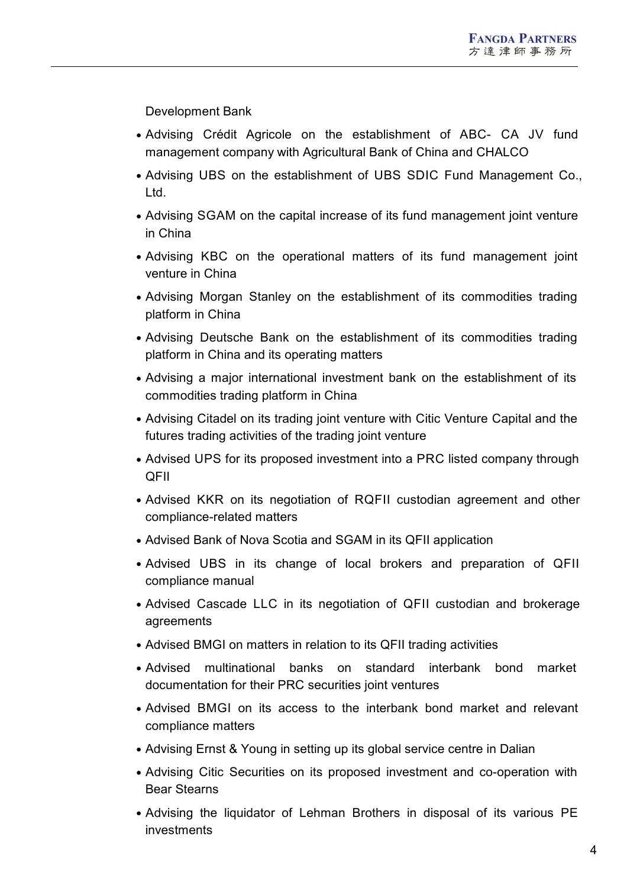Development Bank

- Advising Crédit Agricole on the establishment of ABC- CA JV fund management company with Agricultural Bank of China and CHALCO
- Advising UBS on the establishment of UBS SDIC Fund Management Co., Ltd.
- Advising SGAM on the capital increase of its fund management joint venture in China
- Advising KBC on the operational matters of its fund management joint venture in China
- Advising Morgan Stanley on the establishment of its commodities trading platform in China
- Advising Deutsche Bank on the establishment of its commodities trading platform in China and its operating matters
- Advising a major international investment bank on the establishment of its commodities trading platform in China
- Advising Citadel on its trading joint venture with Citic Venture Capital and the futures trading activities of the trading joint venture
- Advised UPS for its proposed investment into a PRC listed company through QFII
- Advised KKR on its negotiation of RQFII custodian agreement and other compliance-related matters
- Advised Bank of Nova Scotia and SGAM in its QFII application
- Advised UBS in its change of local brokers and preparation of QFII compliance manual
- Advised Cascade LLC in its negotiation of QFII custodian and brokerage agreements
- Advised BMGI on matters in relation to its QFII trading activities
- Advised multinational banks on standard interbank bond market documentation for their PRC securities joint ventures
- Advised BMGI on its access to the interbank bond market and relevant compliance matters
- Advising Ernst & Young in setting up its global service centre in Dalian
- Advising Citic Securities on its proposed investment and co-operation with Bear Stearns
- Advising the liquidator of Lehman Brothers in disposal of its various PE investments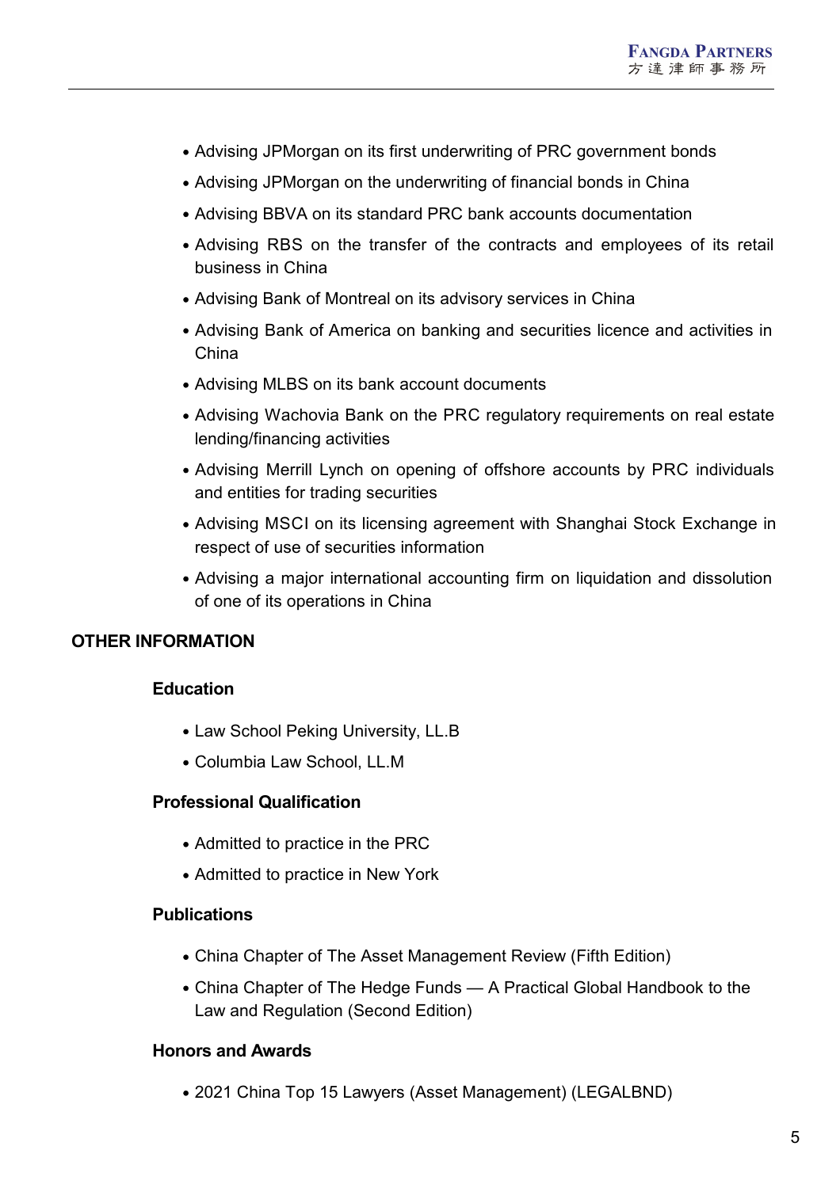- Advising JPMorgan on its first underwriting of PRC government bonds
- Advising JPMorgan on the underwriting of financial bonds in China
- Advising BBVA on its standard PRC bank accounts documentation
- Advising RBS on the transfer of the contracts and employees of its retail business in China
- Advising Bank of Montreal on its advisory services in China
- Advising Bank of America on banking and securities licence and activities in China
- Advising MLBS on its bank account documents
- Advising Wachovia Bank on the PRC regulatory requirements on real estate lending/financing activities
- Advising Merrill Lynch on opening of offshore accounts by PRC individuals and entities for trading securities
- Advising MSCI on its licensing agreement with Shanghai Stock Exchange in respect of use of securities information
- Advising a major international accounting firm on liquidation and dissolution of one of its operations in China

## OTHER INFORMATION

### Education

- Law School Peking University, LL.B
- Columbia Law School, LL.M

### Professional Qualification

- Admitted to practice in the PRC
- Admitted to practice in New York

### Publications

- China Chapter of The Asset Management Review (Fifth Edition)
- China Chapter of The Hedge Funds — A Practical Global Handbook to the Law and Regulation (Second Edition)

### Honors and Awards

- 2021 China Top 15 Lawyers (Asset Management) (LEGALBND)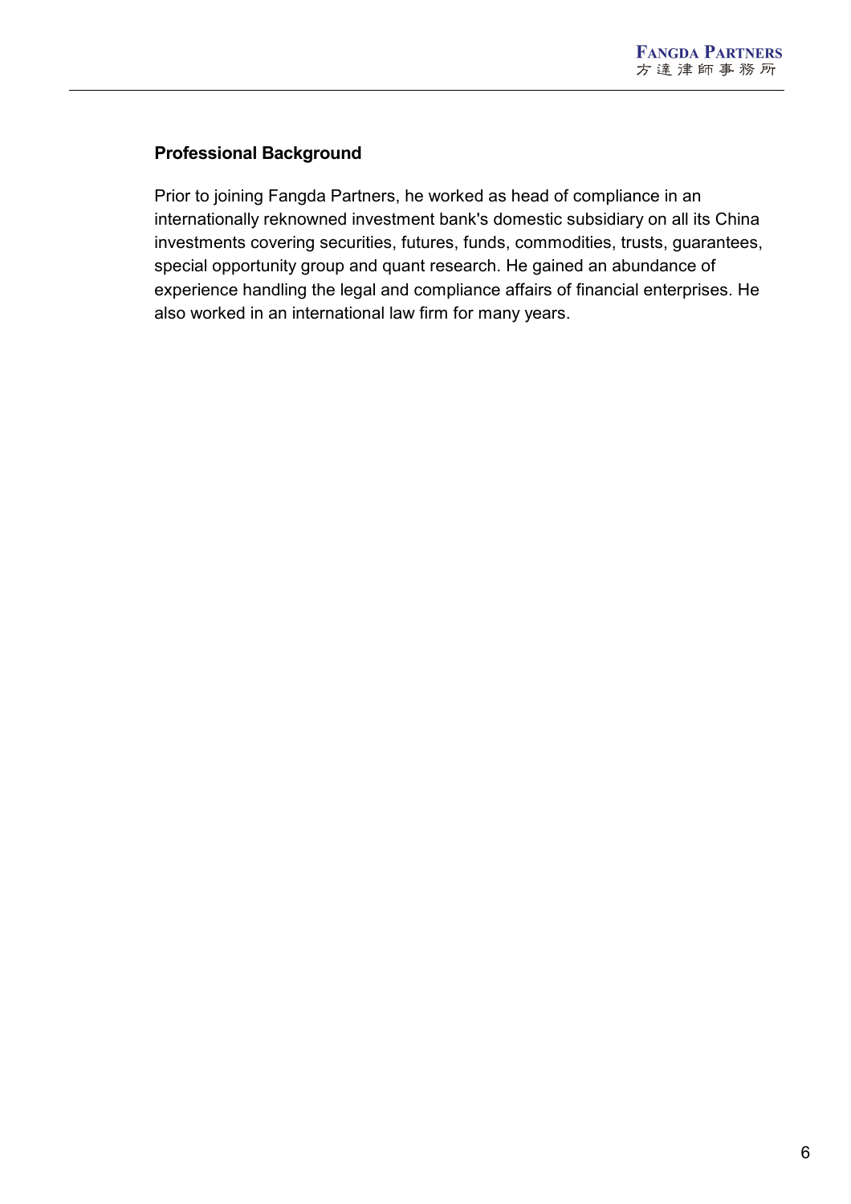### Professional Background

Prior to joining Fangda Partners, he worked as head of compliance in an internationally reknowned investment bank's domestic subsidiary on all its China investments covering securities, futures, funds, commodities, trusts, guarantees, special opportunity group and quant research. He gained an abundance of experience handling the legal and compliance affairs of financial enterprises. He also worked in an international law firm for many years.